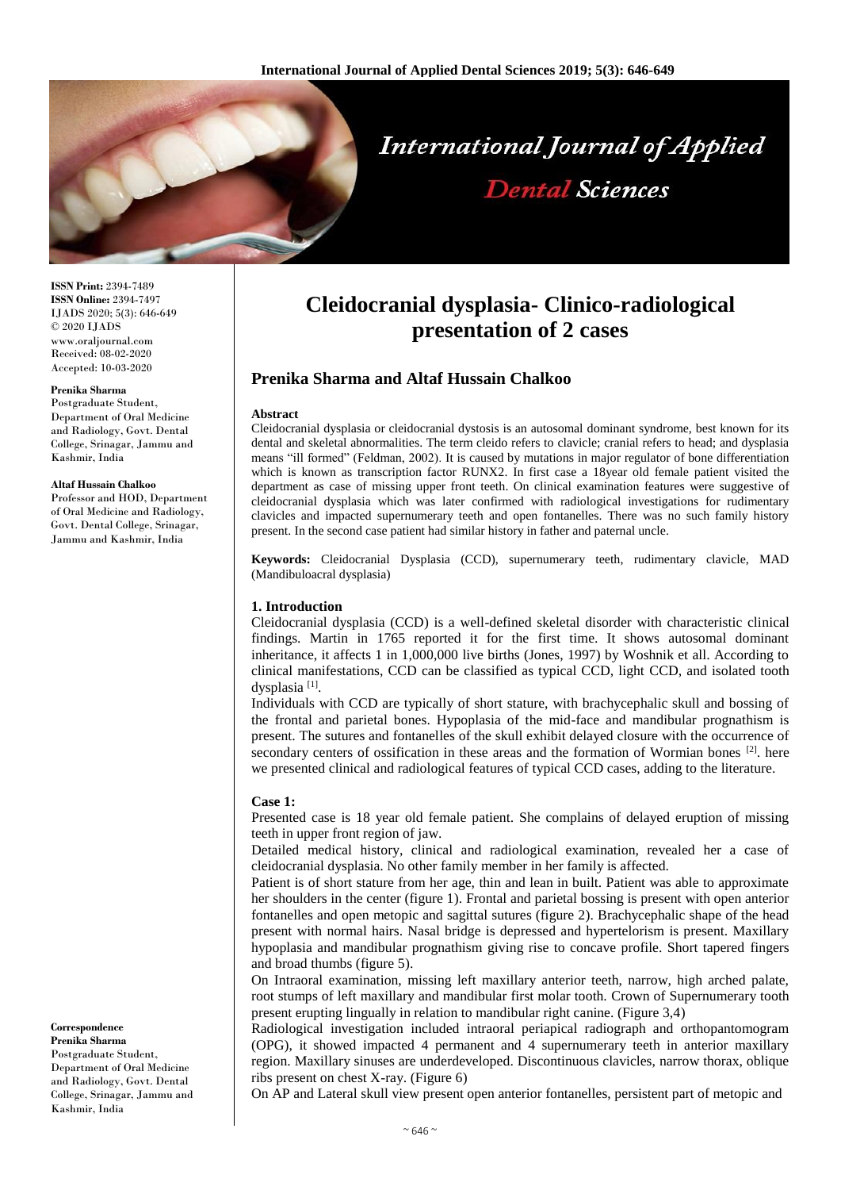# Cleidocranial dysplasia- Clinico-radiological presentation of 2 cases

## Prenika Sharma and Altaf Hussain Chalkoo

ISSN Print: 2394-7489
ISSN Online: 2394-7497
IJADS 2020; 5(3): 646-649
© 2020 IJADS
www.oraljournal.com
Received: 08-02-2020
Accepted: 10-03-2020

**Prenika Sharma**
Postgraduate Student, Department of Oral Medicine and Radiology, Govt. Dental College, Srinagar, Jammu and Kashmir, India

**Altaf Hussain Chalkoo**
Professor and HOD, Department of Oral Medicine and Radiology, Govt. Dental College, Srinagar, Jammu and Kashmir, India

**Correspondence**
**Prenika Sharma**
Postgraduate Student, Department of Oral Medicine and Radiology, Govt. Dental College, Srinagar, Jammu and Kashmir, India

**Abstract**

Cleidocranial dysplasia or cleidocranial dystosis is an autosomal dominant syndrome, best known for its dental and skeletal abnormalities. The term cleido refers to clavicle; cranial refers to head; and dysplasia means "ill formed" (Feldman, 2002). It is caused by mutations in major regulator of bone differentiation which is known as transcription factor RUNX2. In first case a 18year old female patient visited the department as case of missing upper front teeth. On clinical examination features were suggestive of cleidocranial dysplasia which was later confirmed with radiological investigations for rudimentary clavicles and impacted supernumerary teeth and open fontanelles. There was no such family history present. In the second case patient had similar history in father and paternal uncle.

**Keywords:** Cleidocranial Dysplasia (CCD), supernumerary teeth, rudimentary clavicle, MAD (Mandibuloacral dysplasia)

### 1. Introduction

Cleidocranial dysplasia (CCD) is a well-defined skeletal disorder with characteristic clinical findings. Martin in 1765 reported it for the first time. It shows autosomal dominant inheritance, it affects 1 in 1,000,000 live births (Jones, 1997) by Woshnik et all. According to clinical manifestations, CCD can be classified as typical CCD, light CCD, and isolated tooth dysplasia [1].

Individuals with CCD are typically of short stature, with brachycephalic skull and bossing of the frontal and parietal bones. Hypoplasia of the mid-face and mandibular prognathism is present. The sutures and fontanelles of the skull exhibit delayed closure with the occurrence of secondary centers of ossification in these areas and the formation of Wormian bones [2]. here we presented clinical and radiological features of typical CCD cases, adding to the literature.

### Case 1:

Presented case is 18 year old female patient. She complains of delayed eruption of missing teeth in upper front region of jaw.

Detailed medical history, clinical and radiological examination, revealed her a case of cleidocranial dysplasia. No other family member in her family is affected.

Patient is of short stature from her age, thin and lean in built. Patient was able to approximate her shoulders in the center (figure 1). Frontal and parietal bossing is present with open anterior fontanelles and open metopic and sagittal sutures (figure 2). Brachycephalic shape of the head present with normal hairs. Nasal bridge is depressed and hypertelorism is present. Maxillary hypoplasia and mandibular prognathism giving rise to concave profile. Short tapered fingers and broad thumbs (figure 5).

On Intraoral examination, missing left maxillary anterior teeth, narrow, high arched palate, root stumps of left maxillary and mandibular first molar tooth. Crown of Supernumerary tooth present erupting lingually in relation to mandibular right canine. (Figure 3,4)

Radiological investigation included intraoral periapical radiograph and orthopantomogram (OPG), it showed impacted 4 permanent and 4 supernumerary teeth in anterior maxillary region. Maxillary sinuses are underdeveloped. Discontinuous clavicles, narrow thorax, oblique ribs present on chest X-ray. (Figure 6)

On AP and Lateral skull view present open anterior fontanelles, persistent part of metopic and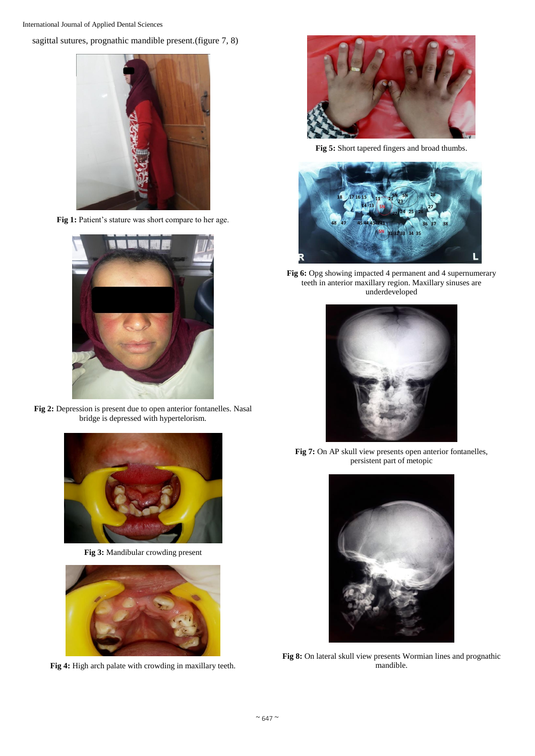sagittal sutures, prognathic mandible present.(figure 7, 8)

**Fig 1:** Patient's stature was short compare to her age.

**Fig 2:** Depression is present due to open anterior fontanelles. Nasal bridge is depressed with hypertelorism.

**Fig 3:** Mandibular crowding present

**Fig 4:** High arch palate with crowding in maxillary teeth.

**Fig 5:** Short tapered fingers and broad thumbs.

**Fig 6:** Opg showing impacted 4 permanent and 4 supernumerary teeth in anterior maxillary region. Maxillary sinuses are underdeveloped

**Fig 7:** On AP skull view presents open anterior fontanelles, persistent part of metopic

**Fig 8:** On lateral skull view presents Wormian lines and prognathic mandible.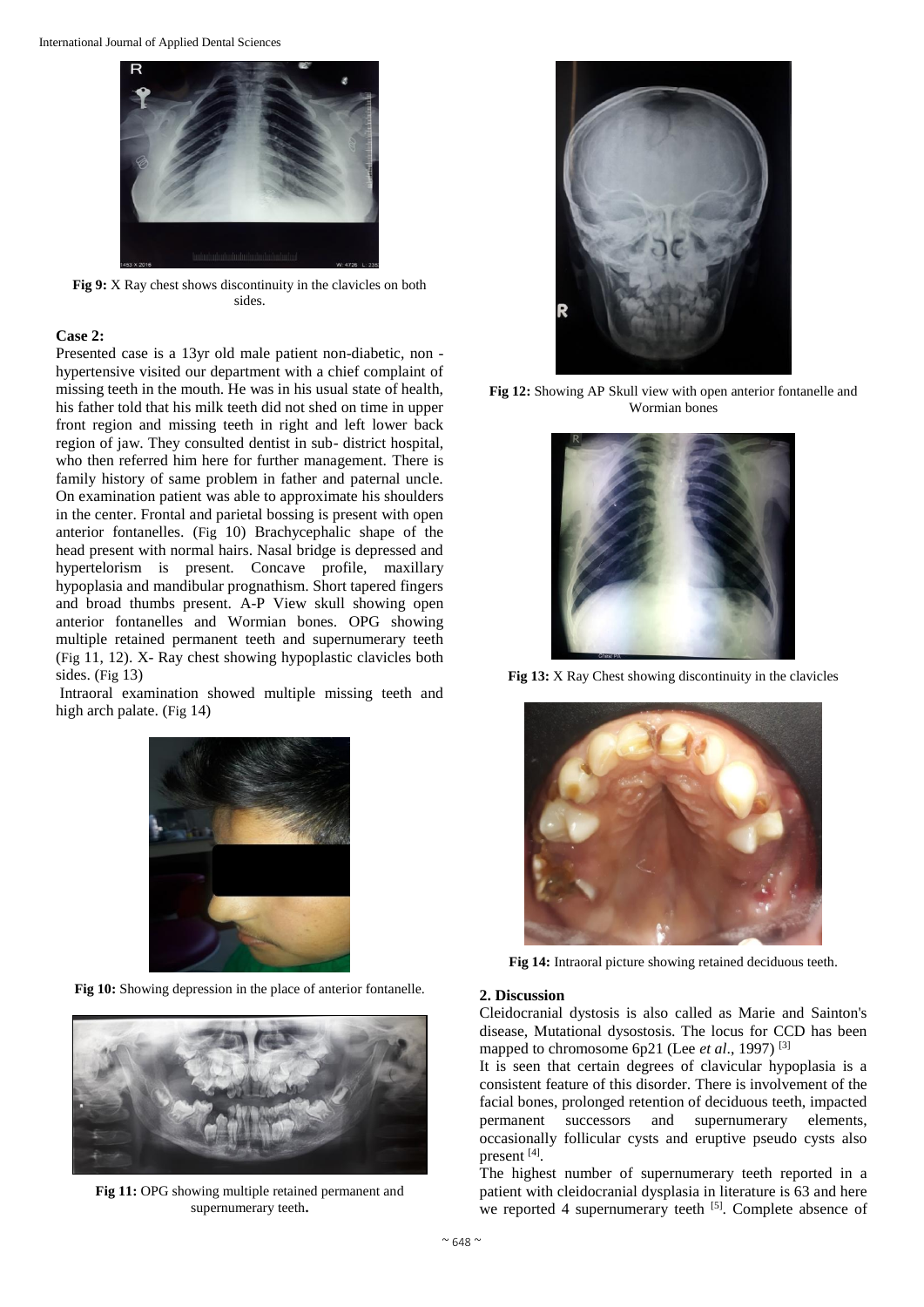Fig 9: X Ray chest shows discontinuity in the clavicles on both sides.

**Case 2:**

Presented case is a 13yr old male patient non-diabetic, non - hypertensive visited our department with a chief complaint of missing teeth in the mouth. He was in his usual state of health, his father told that his milk teeth did not shed on time in upper front region and missing teeth in right and left lower back region of jaw. They consulted dentist in sub- district hospital, who then referred him here for further management. There is family history of same problem in father and paternal uncle. On examination patient was able to approximate his shoulders in the center. Frontal and parietal bossing is present with open anterior fontanelles. (Fig 10) Brachycephalic shape of the head present with normal hairs. Nasal bridge is depressed and hypertelorism is present. Concave profile, maxillary hypoplasia and mandibular prognathism. Short tapered fingers and broad thumbs present. A-P View skull showing open anterior fontanelles and Wormian bones. OPG showing multiple retained permanent teeth and supernumerary teeth (Fig 11, 12). X- Ray chest showing hypoplastic clavicles both sides. (Fig 13)

Intraoral examination showed multiple missing teeth and high arch palate. (Fig 14)

Fig 10: Showing depression in the place of anterior fontanelle.

Fig 11: OPG showing multiple retained permanent and supernumerary teeth.

Fig 12: Showing AP Skull view with open anterior fontanelle and Wormian bones

Fig 13: X Ray Chest showing discontinuity in the clavicles

Fig 14: Intraoral picture showing retained deciduous teeth.

## 2. Discussion

Cleidocranial dystosis is also called as Marie and Sainton's disease, Mutational dysostosis. The locus for CCD has been mapped to chromosome 6p21 (Lee *et al*., 1997) [3]

It is seen that certain degrees of clavicular hypoplasia is a consistent feature of this disorder. There is involvement of the facial bones, prolonged retention of deciduous teeth, impacted permanent successors and supernumerary elements, occasionally follicular cysts and eruptive pseudo cysts also present [4].

The highest number of supernumerary teeth reported in a patient with cleidocranial dysplasia in literature is 63 and here we reported 4 supernumerary teeth [5]. Complete absence of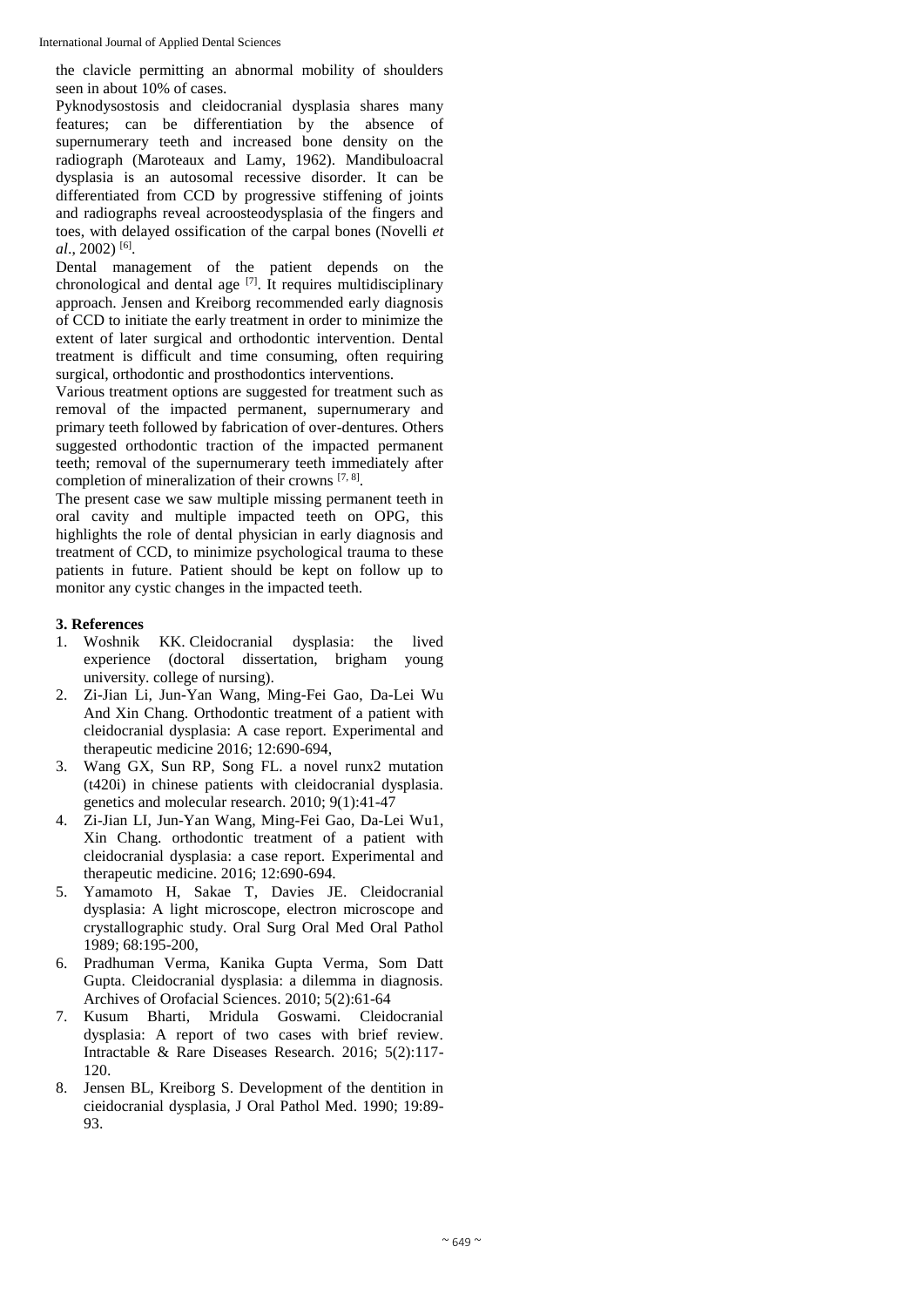the clavicle permitting an abnormal mobility of shoulders seen in about 10% of cases.

Pyknodysostosis and cleidocranial dysplasia shares many features; can be differentiation by the absence of supernumerary teeth and increased bone density on the radiograph (Maroteaux and Lamy, 1962). Mandibuloacral dysplasia is an autosomal recessive disorder. It can be differentiated from CCD by progressive stiffening of joints and radiographs reveal acroosteodysplasia of the fingers and toes, with delayed ossification of the carpal bones (Novelli *et al*., 2002) [6].

Dental management of the patient depends on the chronological and dental age [7]. It requires multidisciplinary approach. Jensen and Kreiborg recommended early diagnosis of CCD to initiate the early treatment in order to minimize the extent of later surgical and orthodontic intervention. Dental treatment is difficult and time consuming, often requiring surgical, orthodontic and prosthodontics interventions.

Various treatment options are suggested for treatment such as removal of the impacted permanent, supernumerary and primary teeth followed by fabrication of over-dentures. Others suggested orthodontic traction of the impacted permanent teeth; removal of the supernumerary teeth immediately after completion of mineralization of their crowns [7, 8].

The present case we saw multiple missing permanent teeth in oral cavity and multiple impacted teeth on OPG, this highlights the role of dental physician in early diagnosis and treatment of CCD, to minimize psychological trauma to these patients in future. Patient should be kept on follow up to monitor any cystic changes in the impacted teeth.

## 3. References

1. Woshnik KK. Cleidocranial dysplasia: the lived experience (doctoral dissertation, brigham young university. college of nursing).
2. Zi-Jian Li, Jun-Yan Wang, Ming-Fei Gao, Da-Lei Wu And Xin Chang. Orthodontic treatment of a patient with cleidocranial dysplasia: A case report. Experimental and therapeutic medicine 2016; 12:690-694,
3. Wang GX, Sun RP, Song FL. a novel runx2 mutation (t420i) in chinese patients with cleidocranial dysplasia. genetics and molecular research. 2010; 9(1):41-47
4. Zi-Jian LI, Jun-Yan Wang, Ming-Fei Gao, Da-Lei Wu1, Xin Chang. orthodontic treatment of a patient with cleidocranial dysplasia: a case report. Experimental and therapeutic medicine. 2016; 12:690-694.
5. Yamamoto H, Sakae T, Davies JE. Cleidocranial dysplasia: A light microscope, electron microscope and crystallographic study. Oral Surg Oral Med Oral Pathol 1989; 68:195-200,
6. Pradhuman Verma, Kanika Gupta Verma, Som Datt Gupta. Cleidocranial dysplasia: a dilemma in diagnosis. Archives of Orofacial Sciences. 2010; 5(2):61-64
7. Kusum Bharti, Mridula Goswami. Cleidocranial dysplasia: A report of two cases with brief review. Intractable & Rare Diseases Research. 2016; 5(2):117-120.
8. Jensen BL, Kreiborg S. Development of the dentition in cieidocranial dysplasia, J Oral Pathol Med. 1990; 19:89-93.